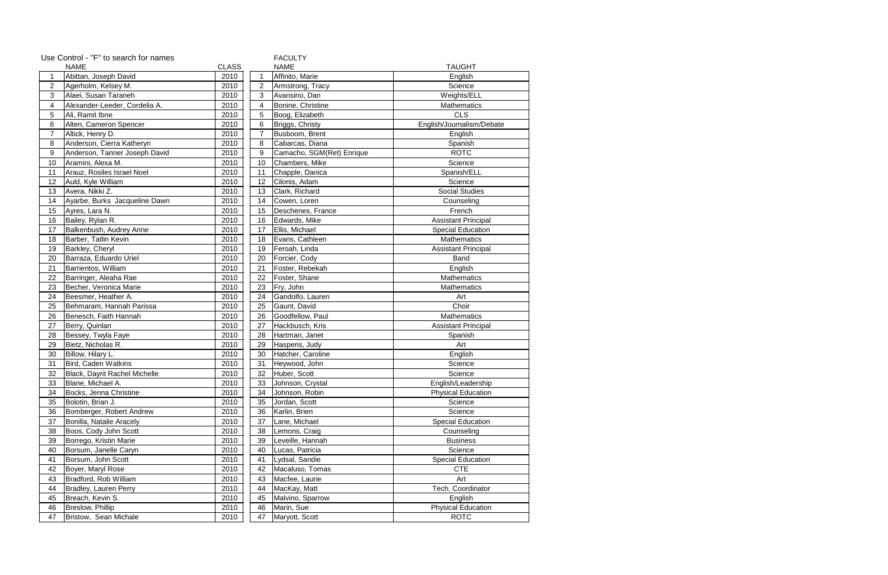Use Control - "F" to search for names

| | NAME | CLASS | | FACULTY NAME | TAUGHT |
|---|---|---|---|---|---|
| 1 | Abittan, Joseph David | 2010 | 1 | Affinito, Marie | English |
| 2 | Agerholm, Kelsey M. | 2010 | 2 | Armstrong, Tracy | Science |
| 3 | Alaei, Susan Taraneh | 2010 | 3 | Avansino, Dan | Weights/ELL |
| 4 | Alexander-Leeder, Cordelia A. | 2010 | 4 | Bonine, Christine | Mathematics |
| 5 | Ali, Ramit Ibne | 2010 | 5 | Boog, Elizabeth | CLS |
| 6 | Alten, Cameron Spencer | 2010 | 6 | Briggs, Christy | English/Journalism/Debate |
| 7 | Altick, Henry D. | 2010 | 7 | Busboom, Brent | English |
| 8 | Anderson, Cierra Katheryn | 2010 | 8 | Cabarcas, Diana | Spanish |
| 9 | Anderson, Tanner Joseph David | 2010 | 9 | Camacho, SGM(Ret) Enrique | ROTC |
| 10 | Aramini, Alexa M. | 2010 | 10 | Chambers, Mike | Science |
| 11 | Arauz, Rosiles Israel Noel | 2010 | 11 | Chapple, Danica | Spanish/ELL |
| 12 | Auld, Kyle William | 2010 | 12 | Cilonis, Adam | Science |
| 13 | Avera, Nikki Z. | 2010 | 13 | Clark, Richard | Social Studies |
| 14 | Ayarbe, Burks Jacqueline Dawn | 2010 | 14 | Cowen, Loren | Counseling |
| 15 | Ayres, Lara N. | 2010 | 15 | Deschenes, France | French |
| 16 | Bailey, Rylan R. | 2010 | 16 | Edwards, Mike | Assistant Principal |
| 17 | Balkenbush, Audrey Anne | 2010 | 17 | Ellis, Michael | Special Education |
| 18 | Barber, Tatlin Kevin | 2010 | 18 | Evans, Cathleen | Mathematics |
| 19 | Barkley, Cheryl | 2010 | 19 | Feroah, Linda | Assistant Principal |
| 20 | Barraza, Eduardo Uriel | 2010 | 20 | Forcier, Cody | Band |
| 21 | Barrientos, William | 2010 | 21 | Foster, Rebekah | English |
| 22 | Barringer, Aleaha Rae | 2010 | 22 | Foster, Shane | Mathematics |
| 23 | Becher, Veronica Marie | 2010 | 23 | Fry, John | Mathematics |
| 24 | Beesmer, Heather A. | 2010 | 24 | Gandolfo, Lauren | Art |
| 25 | Behmaram, Hannah Parissa | 2010 | 25 | Gaunt, David | Choir |
| 26 | Benesch, Faith Hannah | 2010 | 26 | Goodfellow, Paul | Mathematics |
| 27 | Berry, Quinlan | 2010 | 27 | Hackbusch, Kris | Assistant Principal |
| 28 | Bessey, Twyla Faye | 2010 | 28 | Hartman, Janet | Spanish |
| 29 | Bietz, Nicholas R. | 2010 | 29 | Hasperis, Judy | Art |
| 30 | Billow, Hilary L. | 2010 | 30 | Hatcher, Caroline | English |
| 31 | Bird, Caden Watkins | 2010 | 31 | Heywood, John | Science |
| 32 | Black, Dayrit Rachel Michelle | 2010 | 32 | Huber, Scott | Science |
| 33 | Blane, Michael A. | 2010 | 33 | Johnson, Crystal | English/Leadership |
| 34 | Bocks, Jenna Christine | 2010 | 34 | Johnson, Robin | Physical Education |
| 35 | Bolotin, Brian J. | 2010 | 35 | Jordan, Scott | Science |
| 36 | Bomberger, Robert Andrew | 2010 | 36 | Karlin, Brien | Science |
| 37 | Bonilla, Natalie Aracely | 2010 | 37 | Lane, Michael | Special Education |
| 38 | Boos, Cody John Scott | 2010 | 38 | Lemons, Craig | Counseling |
| 39 | Borrego, Kristin Marie | 2010 | 39 | Leveille, Hannah | Business |
| 40 | Borsum, Janelle Caryn | 2010 | 40 | Lucas, Patricia | Science |
| 41 | Borsum, John Scott | 2010 | 41 | Lydsal, Sandie | Special Education |
| 42 | Boyer, Maryl Rose | 2010 | 42 | Macaluso, Tomas | CTE |
| 43 | Bradford, Rob William | 2010 | 43 | Macfee, Laurie | Art |
| 44 | Bradley, Lauren Perry | 2010 | 44 | MacKay, Matt | Tech. Coordinator |
| 45 | Breach, Kevin S. | 2010 | 45 | Malvino, Sparrow | English |
| 46 | Breslow, Phillip | 2010 | 46 | Marin, Sue | Physical Education |
| 47 | Bristow, Sean Michale | 2010 | 47 | Maryott, Scott | ROTC |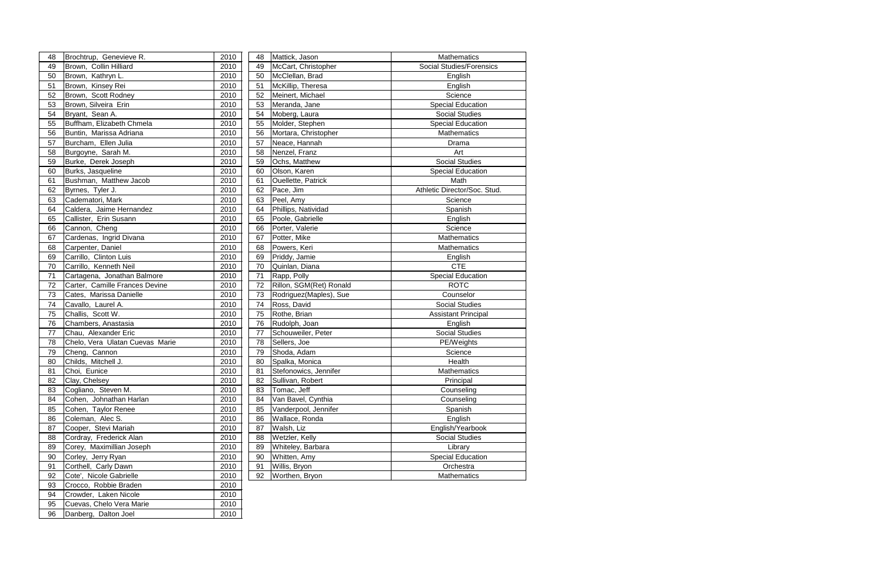| 48 | Brochtrup, Genevieve R. | 2010 |
|---|---|---|
| 49 | Brown, Collin Hilliard | 2010 |
| 50 | Brown, Kathryn L. | 2010 |
| 51 | Brown, Kinsey Rei | 2010 |
| 52 | Brown, Scott Rodney | 2010 |
| 53 | Brown, Silveira Erin | 2010 |
| 54 | Bryant, Sean A. | 2010 |
| 55 | Buffham, Elizabeth Chmela | 2010 |
| 56 | Buntin, Marissa Adriana | 2010 |
| 57 | Burcham, Ellen Julia | 2010 |
| 58 | Burgoyne, Sarah M. | 2010 |
| 59 | Burke, Derek Joseph | 2010 |
| 60 | Burks, Jasqueline | 2010 |
| 61 | Bushman, Matthew Jacob | 2010 |
| 62 | Byrnes, Tyler J. | 2010 |
| 63 | Cadematori, Mark | 2010 |
| 64 | Caldera, Jaime Hernandez | 2010 |
| 65 | Callister, Erin Susann | 2010 |
| 66 | Cannon, Cheng | 2010 |
| 67 | Cardenas, Ingrid Divana | 2010 |
| 68 | Carpenter, Daniel | 2010 |
| 69 | Carrillo, Clinton Luis | 2010 |
| 70 | Carrillo, Kenneth Neil | 2010 |
| 71 | Cartagena, Jonathan Balmore | 2010 |
| 72 | Carter, Camille Frances Devine | 2010 |
| 73 | Cates, Marissa Danielle | 2010 |
| 74 | Cavallo, Laurel A. | 2010 |
| 75 | Challis, Scott W. | 2010 |
| 76 | Chambers, Anastasia | 2010 |
| 77 | Chau, Alexander Eric | 2010 |
| 78 | Chelo, Vera Ulatan Cuevas Marie | 2010 |
| 79 | Cheng, Cannon | 2010 |
| 80 | Childs, Mitchell J. | 2010 |
| 81 | Choi, Eunice | 2010 |
| 82 | Clay, Chelsey | 2010 |
| 83 | Cogliano, Steven M. | 2010 |
| 84 | Cohen, Johnathan Harlan | 2010 |
| 85 | Cohen, Taylor Renee | 2010 |
| 86 | Coleman, Alec S. | 2010 |
| 87 | Cooper, Stevi Mariah | 2010 |
| 88 | Cordray, Frederick Alan | 2010 |
| 89 | Corey, Maximillian Joseph | 2010 |
| 90 | Corley, Jerry Ryan | 2010 |
| 91 | Corthell, Carly Dawn | 2010 |
| 92 | Cote', Nicole Gabrielle | 2010 |
| 93 | Crocco, Robbie Braden | 2010 |
| 94 | Crowder, Laken Nicole | 2010 |
| 95 | Cuevas, Chelo Vera Marie | 2010 |
| 96 | Danberg, Dalton Joel | 2010 |

| 48 | Mattick, Jason | Mathematics |
|---|---|---|
| 49 | McCart, Christopher | Social Studies/Forensics |
| 50 | McClellan, Brad | English |
| 51 | McKillip, Theresa | English |
| 52 | Meinert, Michael | Science |
| 53 | Meranda, Jane | Special Education |
| 54 | Moberg, Laura | Social Studies |
| 55 | Molder, Stephen | Special Education |
| 56 | Mortara, Christopher | Mathematics |
| 57 | Neace, Hannah | Drama |
| 58 | Nenzel, Franz | Art |
| 59 | Ochs, Matthew | Social Studies |
| 60 | Olson, Karen | Special Education |
| 61 | Ouellette, Patrick | Math |
| 62 | Pace, Jim | Athletic Director/Soc. Stud. |
| 63 | Peel, Amy | Science |
| 64 | Phillips, Natividad | Spanish |
| 65 | Poole, Gabrielle | English |
| 66 | Porter, Valerie | Science |
| 67 | Potter, Mike | Mathematics |
| 68 | Powers, Keri | Mathematics |
| 69 | Priddy, Jamie | English |
| 70 | Quinlan, Diana | CTE |
| 71 | Rapp, Polly | Special Education |
| 72 | Rillon, SGM(Ret) Ronald | ROTC |
| 73 | Rodriguez(Maples), Sue | Counselor |
| 74 | Ross, David | Social Studies |
| 75 | Rothe, Brian | Assistant Principal |
| 76 | Rudolph, Joan | English |
| 77 | Schouweiler, Peter | Social Studies |
| 78 | Sellers, Joe | PE/Weights |
| 79 | Shoda, Adam | Science |
| 80 | Spalka, Monica | Health |
| 81 | Stefonowics, Jennifer | Mathematics |
| 82 | Sullivan, Robert | Principal |
| 83 | Tomac, Jeff | Counseling |
| 84 | Van Bavel, Cynthia | Counseling |
| 85 | Vanderpool, Jennifer | Spanish |
| 86 | Wallace, Ronda | English |
| 87 | Walsh, Liz | English/Yearbook |
| 88 | Wetzler, Kelly | Social Studies |
| 89 | Whiteley, Barbara | Library |
| 90 | Whitten, Amy | Special Education |
| 91 | Willis, Bryon | Orchestra |
| 92 | Worthen, Bryon | Mathematics |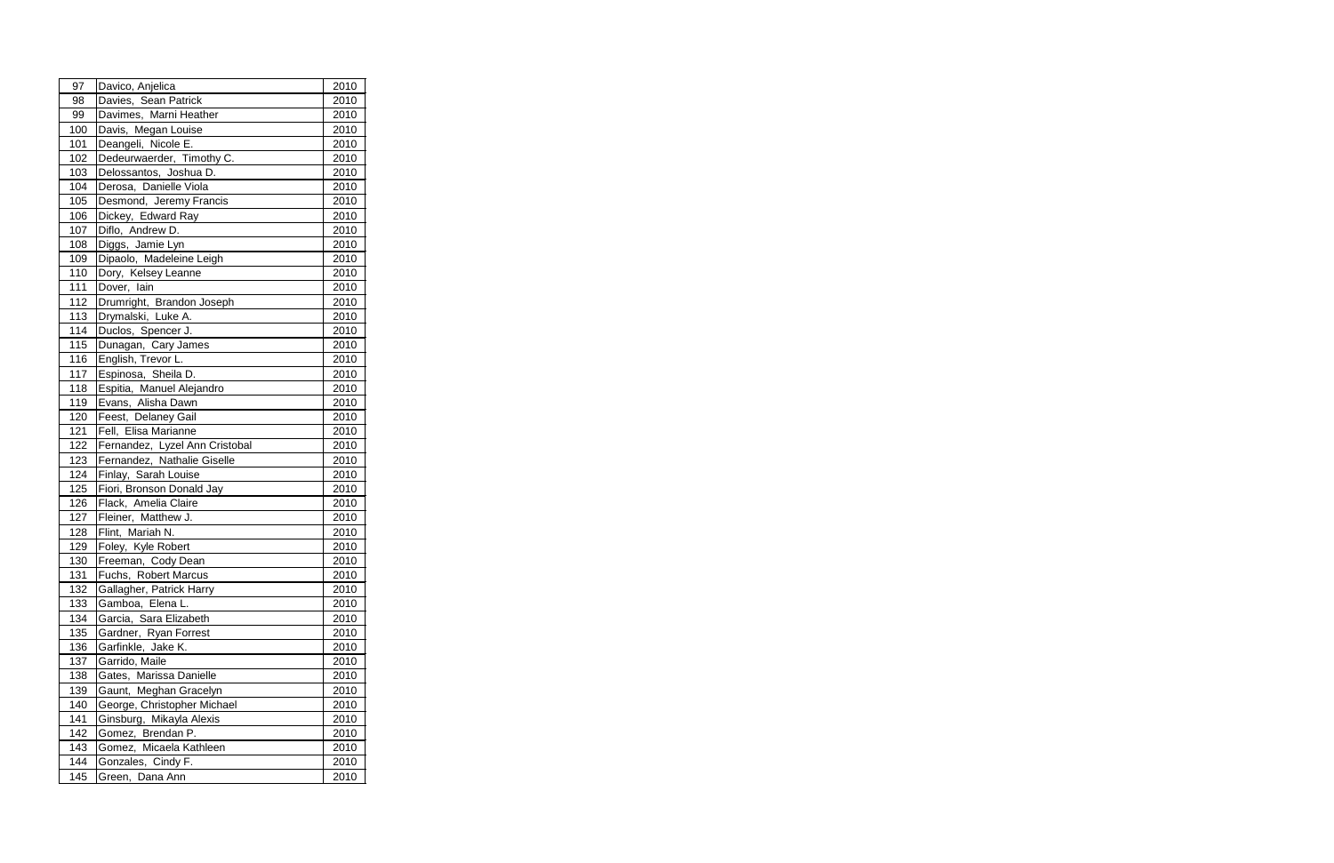| 97 | Davico, Anjelica | 2010 |
|---|---|---|
| 98 | Davies, Sean Patrick | 2010 |
| 99 | Davimes, Marni Heather | 2010 |
| 100 | Davis, Megan Louise | 2010 |
| 101 | Deangeli, Nicole E. | 2010 |
| 102 | Dedeurwaerder, Timothy C. | 2010 |
| 103 | Delossantos, Joshua D. | 2010 |
| 104 | Derosa, Danielle Viola | 2010 |
| 105 | Desmond, Jeremy Francis | 2010 |
| 106 | Dickey, Edward Ray | 2010 |
| 107 | Diflo, Andrew D. | 2010 |
| 108 | Diggs, Jamie Lyn | 2010 |
| 109 | Dipaolo, Madeleine Leigh | 2010 |
| 110 | Dory, Kelsey Leanne | 2010 |
| 111 | Dover, Iain | 2010 |
| 112 | Drumright, Brandon Joseph | 2010 |
| 113 | Drymalski, Luke A. | 2010 |
| 114 | Duclos, Spencer J. | 2010 |
| 115 | Dunagan, Cary James | 2010 |
| 116 | English, Trevor L. | 2010 |
| 117 | Espinosa, Sheila D. | 2010 |
| 118 | Espitia, Manuel Alejandro | 2010 |
| 119 | Evans, Alisha Dawn | 2010 |
| 120 | Feest, Delaney Gail | 2010 |
| 121 | Fell, Elisa Marianne | 2010 |
| 122 | Fernandez, Lyzel Ann Cristobal | 2010 |
| 123 | Fernandez, Nathalie Giselle | 2010 |
| 124 | Finlay, Sarah Louise | 2010 |
| 125 | Fiori, Bronson Donald Jay | 2010 |
| 126 | Flack, Amelia Claire | 2010 |
| 127 | Fleiner, Matthew J. | 2010 |
| 128 | Flint, Mariah N. | 2010 |
| 129 | Foley, Kyle Robert | 2010 |
| 130 | Freeman, Cody Dean | 2010 |
| 131 | Fuchs, Robert Marcus | 2010 |
| 132 | Gallagher, Patrick Harry | 2010 |
| 133 | Gamboa, Elena L. | 2010 |
| 134 | Garcia, Sara Elizabeth | 2010 |
| 135 | Gardner, Ryan Forrest | 2010 |
| 136 | Garfinkle, Jake K. | 2010 |
| 137 | Garrido, Maile | 2010 |
| 138 | Gates, Marissa Danielle | 2010 |
| 139 | Gaunt, Meghan Gracelyn | 2010 |
| 140 | George, Christopher Michael | 2010 |
| 141 | Ginsburg, Mikayla Alexis | 2010 |
| 142 | Gomez, Brendan P. | 2010 |
| 143 | Gomez, Micaela Kathleen | 2010 |
| 144 | Gonzales, Cindy F. | 2010 |
| 145 | Green, Dana Ann | 2010 |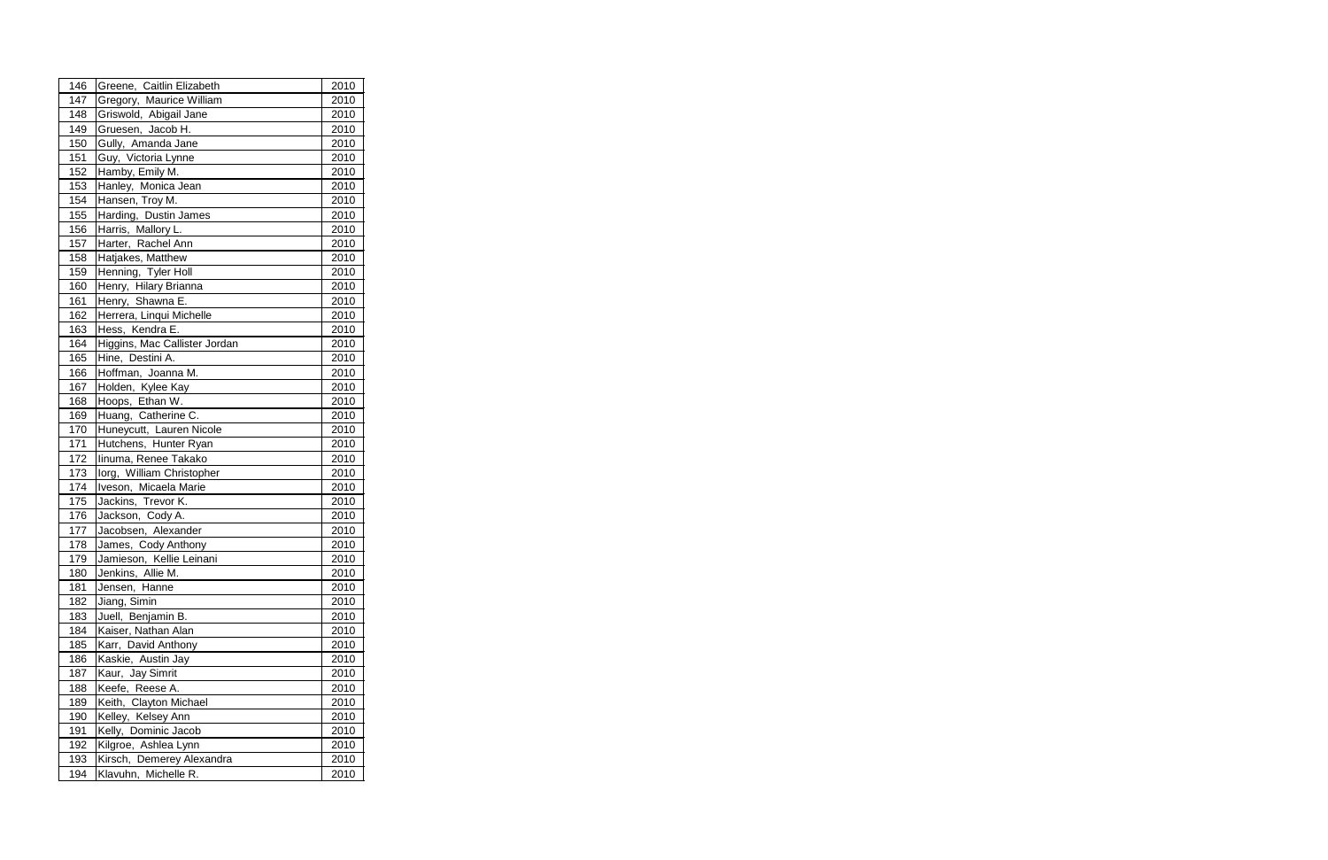| | | |
|---|---|---|
| 146 | Greene, Caitlin Elizabeth | 2010 |
| 147 | Gregory, Maurice William | 2010 |
| 148 | Griswold, Abigail Jane | 2010 |
| 149 | Gruesen, Jacob H. | 2010 |
| 150 | Gully, Amanda Jane | 2010 |
| 151 | Guy, Victoria Lynne | 2010 |
| 152 | Hamby, Emily M. | 2010 |
| 153 | Hanley, Monica Jean | 2010 |
| 154 | Hansen, Troy M. | 2010 |
| 155 | Harding, Dustin James | 2010 |
| 156 | Harris, Mallory L. | 2010 |
| 157 | Harter, Rachel Ann | 2010 |
| 158 | Hatjakes, Matthew | 2010 |
| 159 | Henning, Tyler Holl | 2010 |
| 160 | Henry, Hilary Brianna | 2010 |
| 161 | Henry, Shawna E. | 2010 |
| 162 | Herrera, Linqui Michelle | 2010 |
| 163 | Hess, Kendra E. | 2010 |
| 164 | Higgins, Mac Callister Jordan | 2010 |
| 165 | Hine, Destini A. | 2010 |
| 166 | Hoffman, Joanna M. | 2010 |
| 167 | Holden, Kylee Kay | 2010 |
| 168 | Hoops, Ethan W. | 2010 |
| 169 | Huang, Catherine C. | 2010 |
| 170 | Huneycutt, Lauren Nicole | 2010 |
| 171 | Hutchens, Hunter Ryan | 2010 |
| 172 | Iinuma, Renee Takako | 2010 |
| 173 | Iorg, William Christopher | 2010 |
| 174 | Iveson, Micaela Marie | 2010 |
| 175 | Jackins, Trevor K. | 2010 |
| 176 | Jackson, Cody A. | 2010 |
| 177 | Jacobsen, Alexander | 2010 |
| 178 | James, Cody Anthony | 2010 |
| 179 | Jamieson, Kellie Leinani | 2010 |
| 180 | Jenkins, Allie M. | 2010 |
| 181 | Jensen, Hanne | 2010 |
| 182 | Jiang, Simin | 2010 |
| 183 | Juell, Benjamin B. | 2010 |
| 184 | Kaiser, Nathan Alan | 2010 |
| 185 | Karr, David Anthony | 2010 |
| 186 | Kaskie, Austin Jay | 2010 |
| 187 | Kaur, Jay Simrit | 2010 |
| 188 | Keefe, Reese A. | 2010 |
| 189 | Keith, Clayton Michael | 2010 |
| 190 | Kelley, Kelsey Ann | 2010 |
| 191 | Kelly, Dominic Jacob | 2010 |
| 192 | Kilgroe, Ashlea Lynn | 2010 |
| 193 | Kirsch, Demerey Alexandra | 2010 |
| 194 | Klavuhn, Michelle R. | 2010 |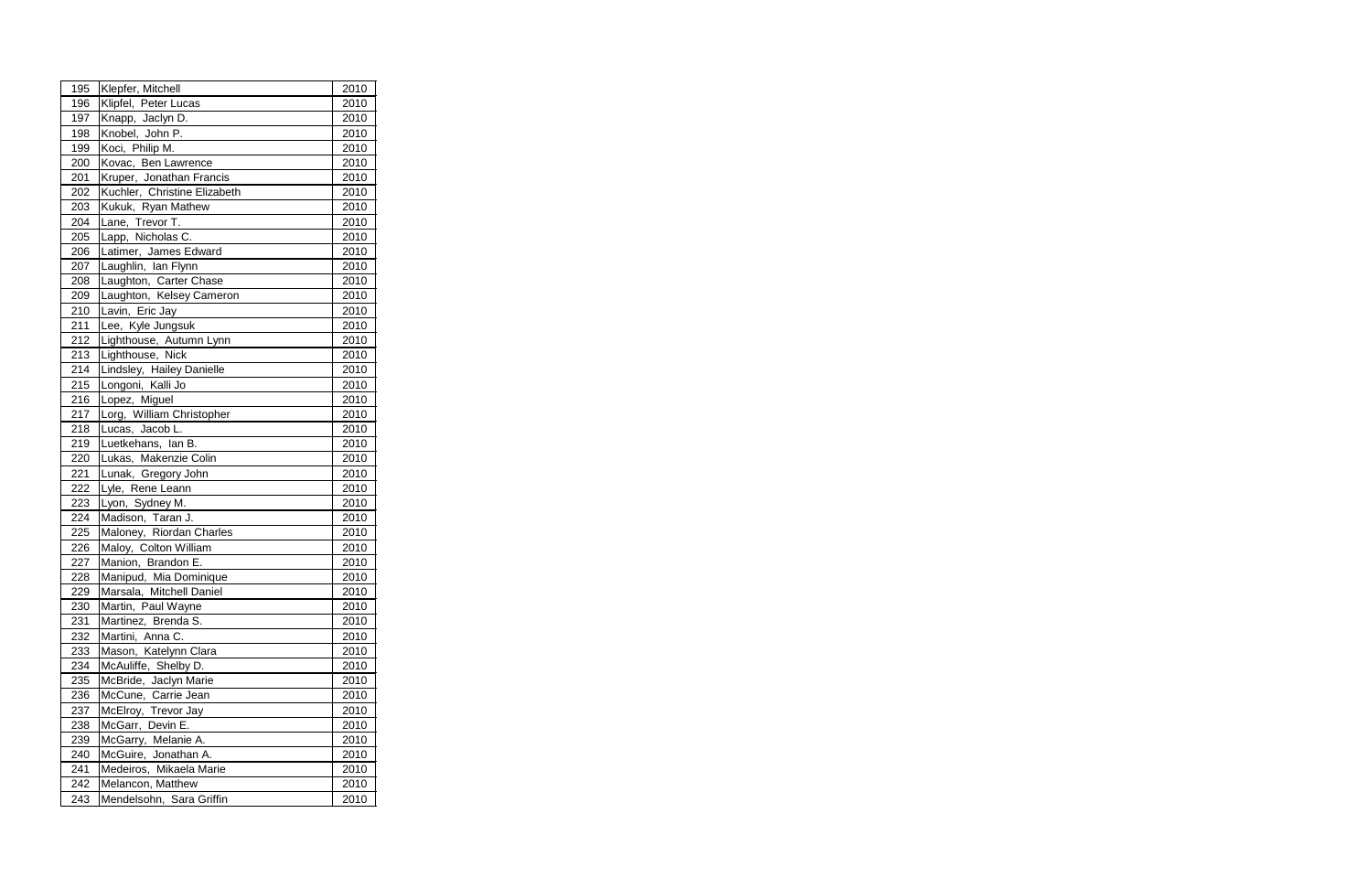| 195 | Klepfer, Mitchell | 2010 |
|---|---|---|
| 196 | Klipfel, Peter Lucas | 2010 |
| 197 | Knapp, Jaclyn D. | 2010 |
| 198 | Knobel, John P. | 2010 |
| 199 | Koci, Philip M. | 2010 |
| 200 | Kovac, Ben Lawrence | 2010 |
| 201 | Kruper, Jonathan Francis | 2010 |
| 202 | Kuchler, Christine Elizabeth | 2010 |
| 203 | Kukuk, Ryan Mathew | 2010 |
| 204 | Lane, Trevor T. | 2010 |
| 205 | Lapp, Nicholas C. | 2010 |
| 206 | Latimer, James Edward | 2010 |
| 207 | Laughlin, Ian Flynn | 2010 |
| 208 | Laughton, Carter Chase | 2010 |
| 209 | Laughton, Kelsey Cameron | 2010 |
| 210 | Lavin, Eric Jay | 2010 |
| 211 | Lee, Kyle Jungsuk | 2010 |
| 212 | Lighthouse, Autumn Lynn | 2010 |
| 213 | Lighthouse, Nick | 2010 |
| 214 | Lindsley, Hailey Danielle | 2010 |
| 215 | Longoni, Kalli Jo | 2010 |
| 216 | Lopez, Miguel | 2010 |
| 217 | Lorg, William Christopher | 2010 |
| 218 | Lucas, Jacob L. | 2010 |
| 219 | Luetkehans, Ian B. | 2010 |
| 220 | Lukas, Makenzie Colin | 2010 |
| 221 | Lunak, Gregory John | 2010 |
| 222 | Lyle, Rene Leann | 2010 |
| 223 | Lyon, Sydney M. | 2010 |
| 224 | Madison, Taran J. | 2010 |
| 225 | Maloney, Riordan Charles | 2010 |
| 226 | Maloy, Colton William | 2010 |
| 227 | Manion, Brandon E. | 2010 |
| 228 | Manipud, Mia Dominique | 2010 |
| 229 | Marsala, Mitchell Daniel | 2010 |
| 230 | Martin, Paul Wayne | 2010 |
| 231 | Martinez, Brenda S. | 2010 |
| 232 | Martini, Anna C. | 2010 |
| 233 | Mason, Katelynn Clara | 2010 |
| 234 | McAuliffe, Shelby D. | 2010 |
| 235 | McBride, Jaclyn Marie | 2010 |
| 236 | McCune, Carrie Jean | 2010 |
| 237 | McElroy, Trevor Jay | 2010 |
| 238 | McGarr, Devin E. | 2010 |
| 239 | McGarry, Melanie A. | 2010 |
| 240 | McGuire, Jonathan A. | 2010 |
| 241 | Medeiros, Mikaela Marie | 2010 |
| 242 | Melancon, Matthew | 2010 |
| 243 | Mendelsohn, Sara Griffin | 2010 |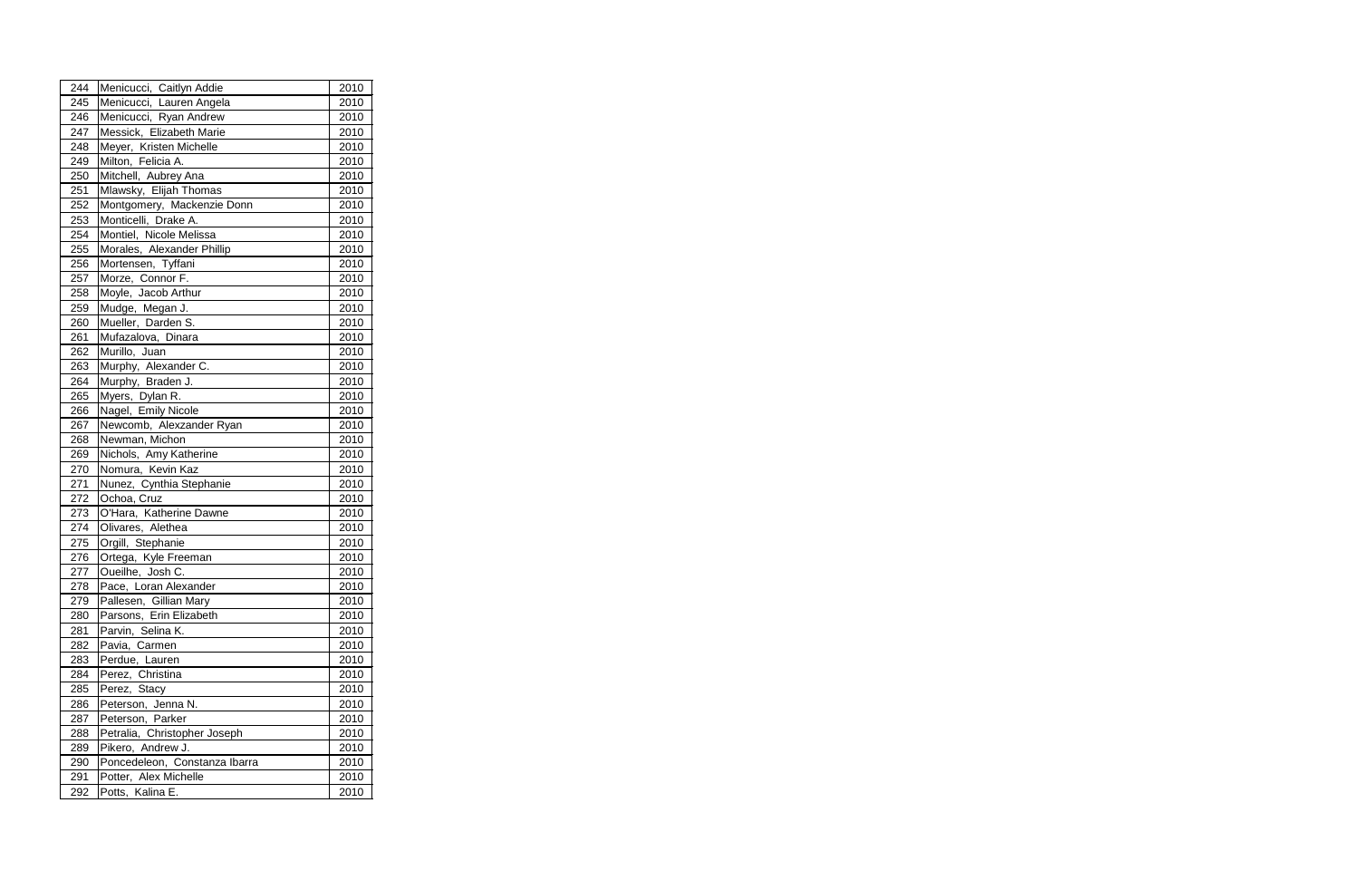| 244 | Menicucci,  Caitlyn Addie | 2010 |
|---|---|---|
| 245 | Menicucci,  Lauren Angela | 2010 |
| 246 | Menicucci,  Ryan Andrew | 2010 |
| 247 | Messick,  Elizabeth Marie | 2010 |
| 248 | Meyer,  Kristen Michelle | 2010 |
| 249 | Milton,  Felicia A. | 2010 |
| 250 | Mitchell,  Aubrey Ana | 2010 |
| 251 | Mlawsky,  Elijah Thomas | 2010 |
| 252 | Montgomery,  Mackenzie Donn | 2010 |
| 253 | Monticelli,  Drake A. | 2010 |
| 254 | Montiel,  Nicole Melissa | 2010 |
| 255 | Morales,  Alexander Phillip | 2010 |
| 256 | Mortensen,  Tyffani | 2010 |
| 257 | Morze,  Connor F. | 2010 |
| 258 | Moyle,  Jacob Arthur | 2010 |
| 259 | Mudge,  Megan J. | 2010 |
| 260 | Mueller,  Darden S. | 2010 |
| 261 | Mufazalova,  Dinara | 2010 |
| 262 | Murillo,  Juan | 2010 |
| 263 | Murphy,  Alexander C. | 2010 |
| 264 | Murphy,  Braden J. | 2010 |
| 265 | Myers,  Dylan R. | 2010 |
| 266 | Nagel,  Emily Nicole | 2010 |
| 267 | Newcomb,  Alexzander Ryan | 2010 |
| 268 | Newman, Michon | 2010 |
| 269 | Nichols,  Amy Katherine | 2010 |
| 270 | Nomura,  Kevin Kaz | 2010 |
| 271 | Nunez,  Cynthia Stephanie | 2010 |
| 272 | Ochoa, Cruz | 2010 |
| 273 | O'Hara,  Katherine Dawne | 2010 |
| 274 | Olivares,  Alethea | 2010 |
| 275 | Orgill,  Stephanie | 2010 |
| 276 | Ortega,  Kyle Freeman | 2010 |
| 277 | Oueilhe,  Josh C. | 2010 |
| 278 | Pace,  Loran Alexander | 2010 |
| 279 | Pallesen,  Gillian Mary | 2010 |
| 280 | Parsons,  Erin Elizabeth | 2010 |
| 281 | Parvin,  Selina K. | 2010 |
| 282 | Pavia,  Carmen | 2010 |
| 283 | Perdue,  Lauren | 2010 |
| 284 | Perez,  Christina | 2010 |
| 285 | Perez,  Stacy | 2010 |
| 286 | Peterson,  Jenna N. | 2010 |
| 287 | Peterson,  Parker | 2010 |
| 288 | Petralia,  Christopher Joseph | 2010 |
| 289 | Pikero,  Andrew J. | 2010 |
| 290 | Poncedeleon,  Constanza Ibarra | 2010 |
| 291 | Potter,  Alex Michelle | 2010 |
| 292 | Potts,  Kalina E. | 2010 |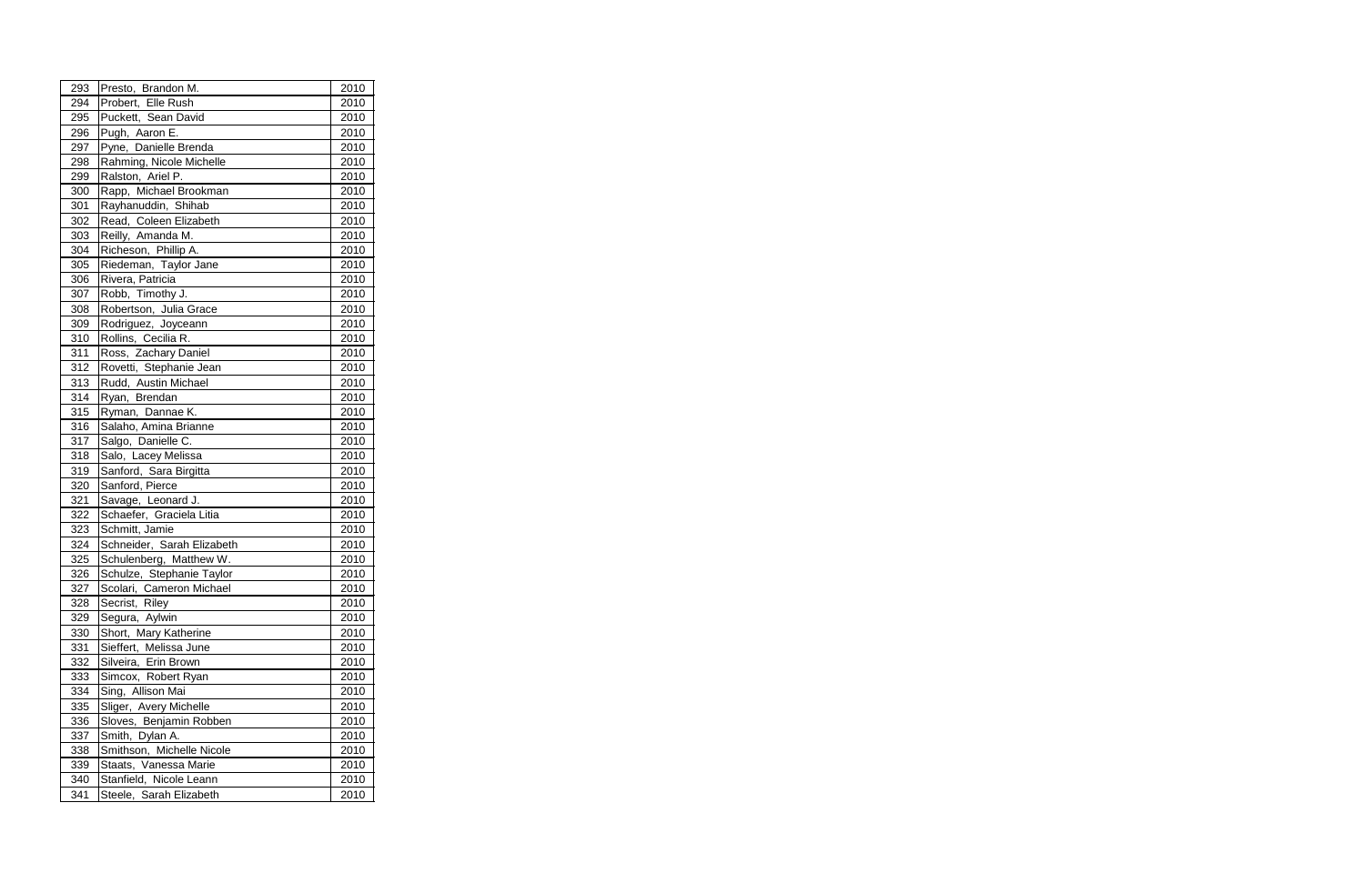| 293 | Presto, Brandon M. | 2010 |
|---|---|---|
| 294 | Probert, Elle Rush | 2010 |
| 295 | Puckett, Sean David | 2010 |
| 296 | Pugh, Aaron E. | 2010 |
| 297 | Pyne, Danielle Brenda | 2010 |
| 298 | Rahming, Nicole Michelle | 2010 |
| 299 | Ralston, Ariel P. | 2010 |
| 300 | Rapp, Michael Brookman | 2010 |
| 301 | Rayhanuddin, Shihab | 2010 |
| 302 | Read, Coleen Elizabeth | 2010 |
| 303 | Reilly, Amanda M. | 2010 |
| 304 | Richeson, Phillip A. | 2010 |
| 305 | Riedeman, Taylor Jane | 2010 |
| 306 | Rivera, Patricia | 2010 |
| 307 | Robb, Timothy J. | 2010 |
| 308 | Robertson, Julia Grace | 2010 |
| 309 | Rodriguez, Joyceann | 2010 |
| 310 | Rollins, Cecilia R. | 2010 |
| 311 | Ross, Zachary Daniel | 2010 |
| 312 | Rovetti, Stephanie Jean | 2010 |
| 313 | Rudd, Austin Michael | 2010 |
| 314 | Ryan, Brendan | 2010 |
| 315 | Ryman, Dannae K. | 2010 |
| 316 | Salaho, Amina Brianne | 2010 |
| 317 | Salgo, Danielle C. | 2010 |
| 318 | Salo, Lacey Melissa | 2010 |
| 319 | Sanford, Sara Birgitta | 2010 |
| 320 | Sanford, Pierce | 2010 |
| 321 | Savage, Leonard J. | 2010 |
| 322 | Schaefer, Graciela Litia | 2010 |
| 323 | Schmitt, Jamie | 2010 |
| 324 | Schneider, Sarah Elizabeth | 2010 |
| 325 | Schulenberg, Matthew W. | 2010 |
| 326 | Schulze, Stephanie Taylor | 2010 |
| 327 | Scolari, Cameron Michael | 2010 |
| 328 | Secrist, Riley | 2010 |
| 329 | Segura, Aylwin | 2010 |
| 330 | Short, Mary Katherine | 2010 |
| 331 | Sieffert, Melissa June | 2010 |
| 332 | Silveira, Erin Brown | 2010 |
| 333 | Simcox, Robert Ryan | 2010 |
| 334 | Sing, Allison Mai | 2010 |
| 335 | Sliger, Avery Michelle | 2010 |
| 336 | Sloves, Benjamin Robben | 2010 |
| 337 | Smith, Dylan A. | 2010 |
| 338 | Smithson, Michelle Nicole | 2010 |
| 339 | Staats, Vanessa Marie | 2010 |
| 340 | Stanfield, Nicole Leann | 2010 |
| 341 | Steele, Sarah Elizabeth | 2010 |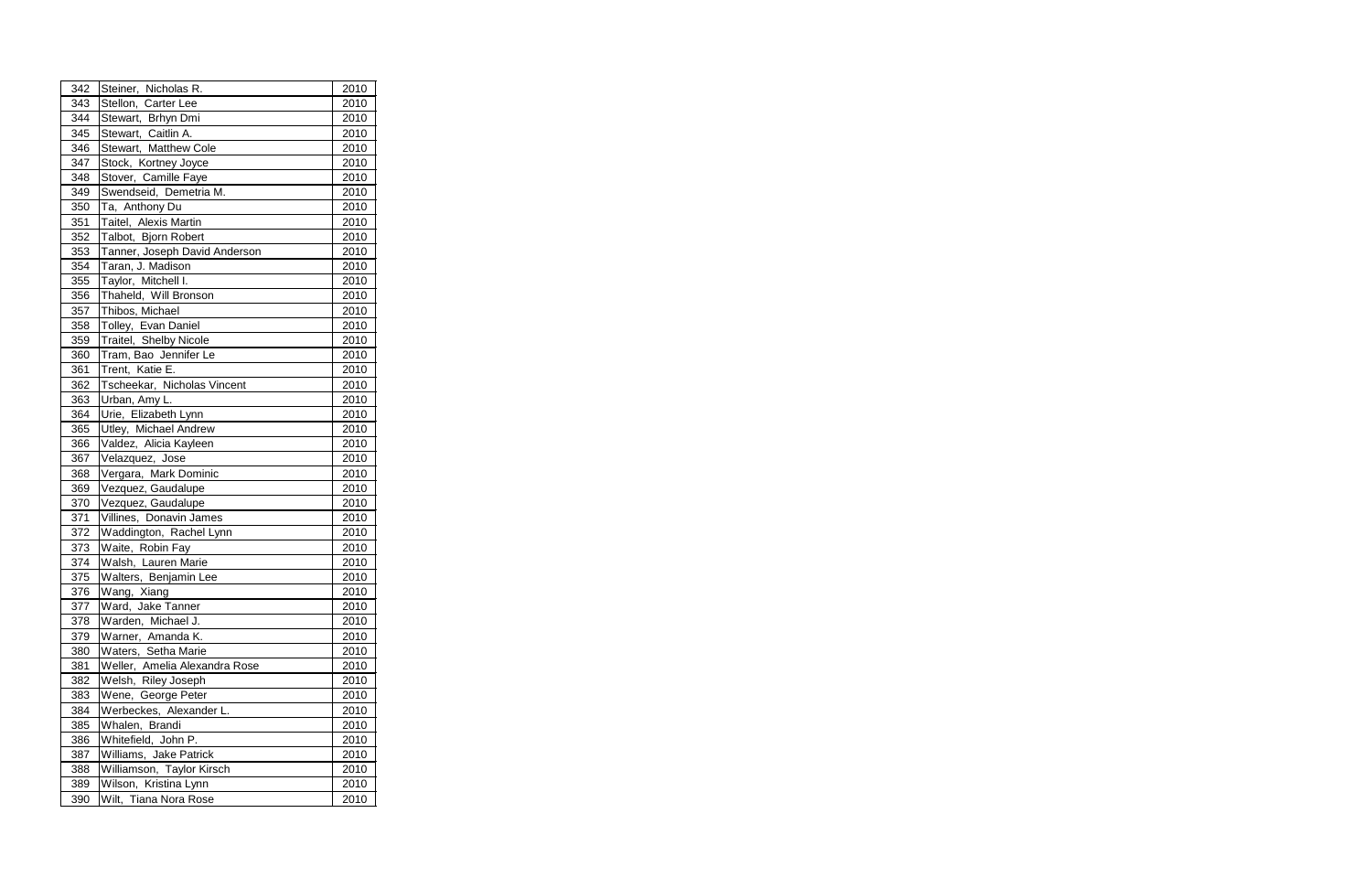| 342 | Steiner, Nicholas R. | 2010 |
|---|---|---|
| 343 | Stellon, Carter Lee | 2010 |
| 344 | Stewart, Brhyn Dmi | 2010 |
| 345 | Stewart, Caitlin A. | 2010 |
| 346 | Stewart, Matthew Cole | 2010 |
| 347 | Stock, Kortney Joyce | 2010 |
| 348 | Stover, Camille Faye | 2010 |
| 349 | Swendseid, Demetria M. | 2010 |
| 350 | Ta, Anthony Du | 2010 |
| 351 | Taitel, Alexis Martin | 2010 |
| 352 | Talbot, Bjorn Robert | 2010 |
| 353 | Tanner, Joseph David Anderson | 2010 |
| 354 | Taran, J. Madison | 2010 |
| 355 | Taylor, Mitchell I. | 2010 |
| 356 | Thaheld, Will Bronson | 2010 |
| 357 | Thibos, Michael | 2010 |
| 358 | Tolley, Evan Daniel | 2010 |
| 359 | Traitel, Shelby Nicole | 2010 |
| 360 | Tram, Bao Jennifer Le | 2010 |
| 361 | Trent, Katie E. | 2010 |
| 362 | Tscheekar, Nicholas Vincent | 2010 |
| 363 | Urban, Amy L. | 2010 |
| 364 | Urie, Elizabeth Lynn | 2010 |
| 365 | Utley, Michael Andrew | 2010 |
| 366 | Valdez, Alicia Kayleen | 2010 |
| 367 | Velazquez, Jose | 2010 |
| 368 | Vergara, Mark Dominic | 2010 |
| 369 | Vezquez, Gaudalupe | 2010 |
| 370 | Vezquez, Gaudalupe | 2010 |
| 371 | Villines, Donavin James | 2010 |
| 372 | Waddington, Rachel Lynn | 2010 |
| 373 | Waite, Robin Fay | 2010 |
| 374 | Walsh, Lauren Marie | 2010 |
| 375 | Walters, Benjamin Lee | 2010 |
| 376 | Wang, Xiang | 2010 |
| 377 | Ward, Jake Tanner | 2010 |
| 378 | Warden, Michael J. | 2010 |
| 379 | Warner, Amanda K. | 2010 |
| 380 | Waters, Setha Marie | 2010 |
| 381 | Weller, Amelia Alexandra Rose | 2010 |
| 382 | Welsh, Riley Joseph | 2010 |
| 383 | Wene, George Peter | 2010 |
| 384 | Werbeckes, Alexander L. | 2010 |
| 385 | Whalen, Brandi | 2010 |
| 386 | Whitefield, John P. | 2010 |
| 387 | Williams, Jake Patrick | 2010 |
| 388 | Williamson, Taylor Kirsch | 2010 |
| 389 | Wilson, Kristina Lynn | 2010 |
| 390 | Wilt, Tiana Nora Rose | 2010 |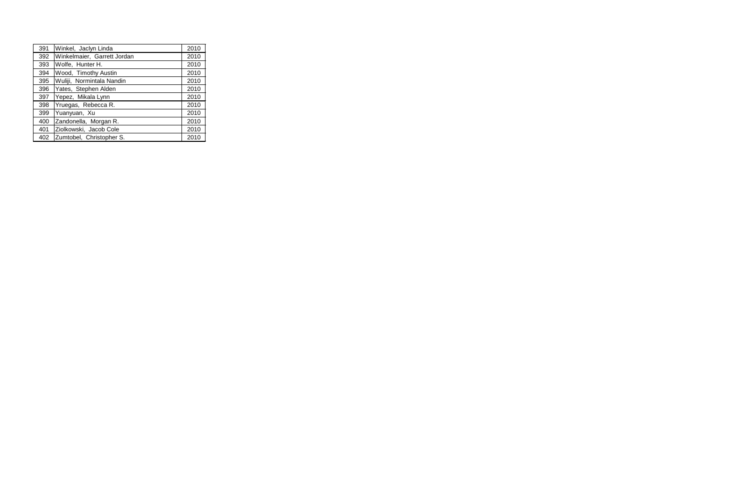| | | |
|---|---|---|
| 391 | Winkel, Jaclyn Linda | 2010 |
| 392 | Winkelmaier, Garrett Jordan | 2010 |
| 393 | Wolfe, Hunter H. | 2010 |
| 394 | Wood, Timothy Austin | 2010 |
| 395 | Wuliji, Normintala Nandin | 2010 |
| 396 | Yates, Stephen Alden | 2010 |
| 397 | Yepez, Mikala Lynn | 2010 |
| 398 | Yruegas, Rebecca R. | 2010 |
| 399 | Yuanyuan, Xu | 2010 |
| 400 | Zandonella, Morgan R. | 2010 |
| 401 | Ziolkowski, Jacob Cole | 2010 |
| 402 | Zumtobel, Christopher S. | 2010 |